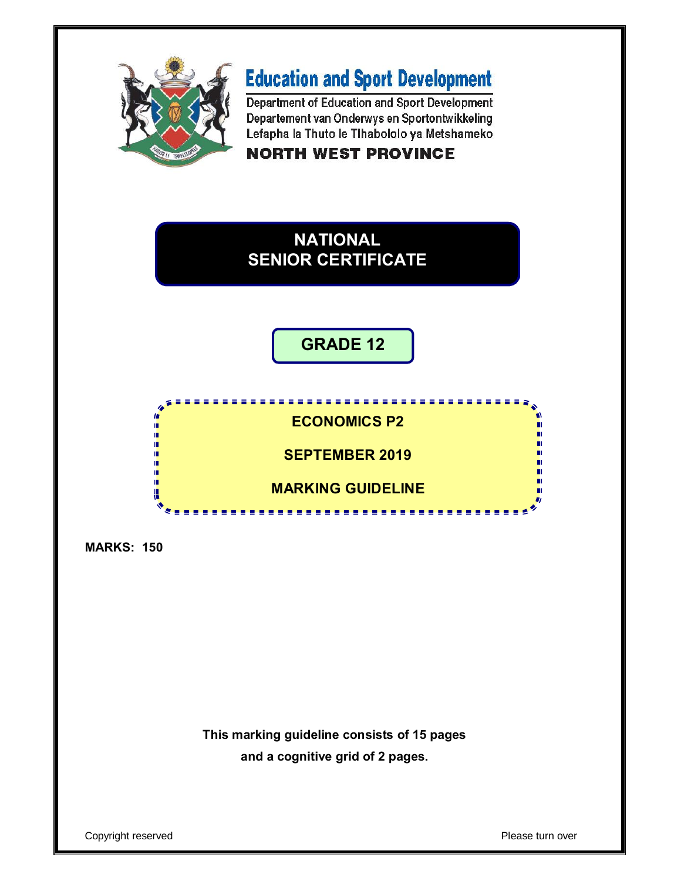# Education and Sport Development

Department of Education and Sport Development
Departement van Onderwys en Sportontwikkeling
Lefapha la Thuto le Tlhabololo ya Metshameko

**NORTH WEST PROVINCE**

# NATIONAL SENIOR CERTIFICATE

## GRADE 12

## ECONOMICS P2

## SEPTEMBER 2019

## MARKING GUIDELINE

**MARKS: 150**

**This marking guideline consists of 15 pages and a cognitive grid of 2 pages.**

Copyright reserved

Please turn over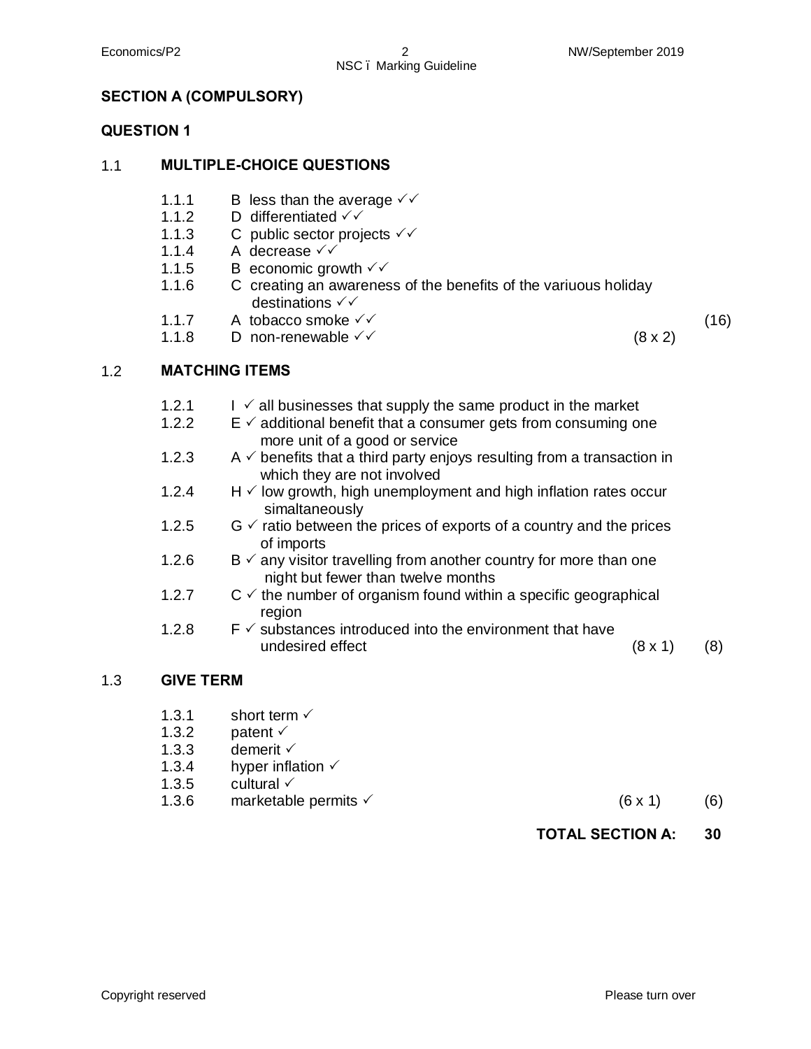## SECTION A (COMPULSORY)

## QUESTION 1

### 1.1 MULTIPLE-CHOICE QUESTIONS

1.1.1 B less than the average ✓✓
1.1.2 D differentiated ✓✓
1.1.3 C public sector projects ✓✓
1.1.4 A decrease ✓✓
1.1.5 B economic growth ✓✓
1.1.6 C creating an awareness of the benefits of the variuous holiday destinations ✓✓
1.1.7 A tobacco smoke ✓✓
1.1.8 D non-renewable ✓✓ (8 x 2) (16)

### 1.2 MATCHING ITEMS

1.2.1 I ✓ all businesses that supply the same product in the market
1.2.2 E ✓ additional benefit that a consumer gets from consuming one more unit of a good or service
1.2.3 A ✓ benefits that a third party enjoys resulting from a transaction in which they are not involved
1.2.4 H ✓ low growth, high unemployment and high inflation rates occur simaltaneously
1.2.5 G ✓ ratio between the prices of exports of a country and the prices of imports
1.2.6 B ✓ any visitor travelling from another country for more than one night but fewer than twelve months
1.2.7 C ✓ the number of organism found within a specific geographical region
1.2.8 F ✓ substances introduced into the environment that have undesired effect (8 x 1) (8)

### 1.3 GIVE TERM

1.3.1 short term ✓
1.3.2 patent ✓
1.3.3 demerit ✓
1.3.4 hyper inflation ✓
1.3.5 cultural ✓
1.3.6 marketable permits ✓ (6 x 1) (6)

**TOTAL SECTION A: 30**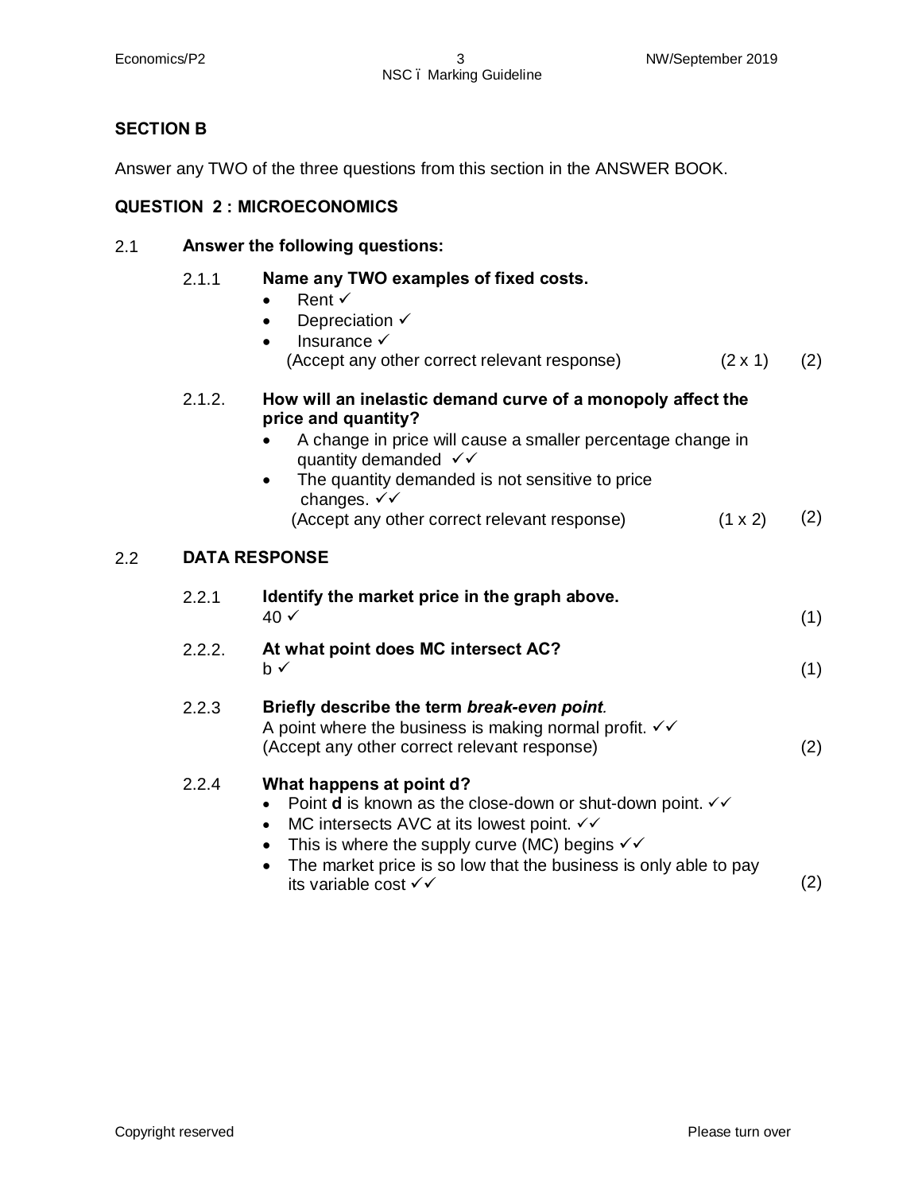## SECTION B

Answer any TWO of the three questions from this section in the ANSWER BOOK.

## QUESTION 2 : MICROECONOMICS

2.1 **Answer the following questions:**

2.1.1 **Name any TWO examples of fixed costs.**

- Rent ✓
- Depreciation ✓
- Insurance ✓

(Accept any other correct relevant response) (2 x 1) (2)

2.1.2. **How will an inelastic demand curve of a monopoly affect the price and quantity?**

- A change in price will cause a smaller percentage change in quantity demanded ✓✓
- The quantity demanded is not sensitive to price changes. ✓✓

(Accept any other correct relevant response) (1 x 2) (2)

2.2 **DATA RESPONSE**

2.2.1 **Identify the market price in the graph above.**

40 ✓ (1)

2.2.2. **At what point does MC intersect AC?**

b ✓ (1)

2.2.3 **Briefly describe the term *break-even point*.**

A point where the business is making normal profit. ✓✓

(Accept any other correct relevant response) (2)

2.2.4 **What happens at point d?**

- Point **d** is known as the close-down or shut-down point. ✓✓
- MC intersects AVC at its lowest point. ✓✓
- This is where the supply curve (MC) begins ✓✓
- The market price is so low that the business is only able to pay its variable cost ✓✓

(2)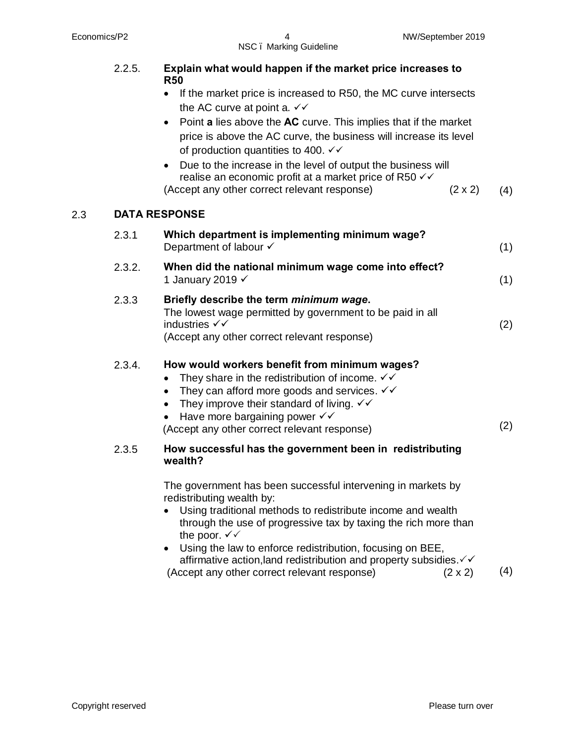2.2.5. **Explain what would happen if the market price increases to R50**

- If the market price is increased to R50, the MC curve intersects the AC curve at point a. ✓✓
- Point **a** lies above the **AC** curve. This implies that if the market price is above the AC curve, the business will increase its level of production quantities to 400. ✓✓
- Due to the increase in the level of output the business will realise an economic profit at a market price of R50 ✓✓

(Accept any other correct relevant response) (2 x 2) (4)

## 2.3 DATA RESPONSE

2.3.1 **Which department is implementing minimum wage?**

Department of labour ✓ (1)

2.3.2. **When did the national minimum wage come into effect?**

1 January 2019 ✓ (1)

2.3.3 **Briefly describe the term *minimum wage*.**

The lowest wage permitted by government to be paid in all industries ✓✓ (2)

(Accept any other correct relevant response)

2.3.4. **How would workers benefit from minimum wages?**

- They share in the redistribution of income. ✓✓
- They can afford more goods and services. ✓✓
- They improve their standard of living. ✓✓
- Have more bargaining power ✓✓

(Accept any other correct relevant response) (2)

2.3.5 **How successful has the government been in redistributing wealth?**

The government has been successful intervening in markets by redistributing wealth by:

- Using traditional methods to redistribute income and wealth through the use of progressive tax by taxing the rich more than the poor. ✓✓
- Using the law to enforce redistribution, focusing on BEE, affirmative action,land redistribution and property subsidies.✓✓

(Accept any other correct relevant response) (2 x 2) (4)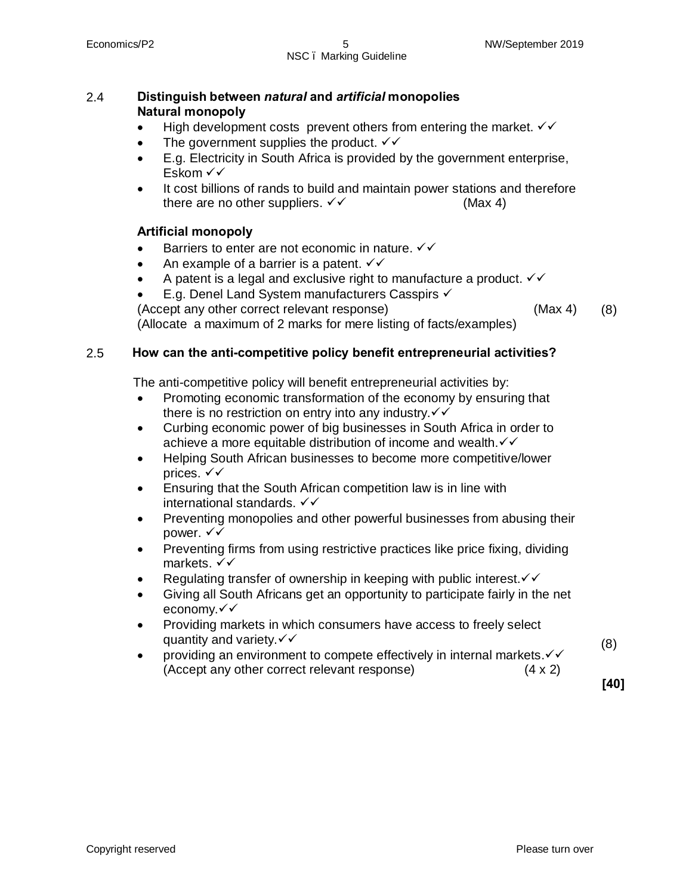2.4 **Distinguish between *natural* and *artificial* monopolies**

**Natural monopoly**

- High development costs prevent others from entering the market. ✓✓
- The government supplies the product. ✓✓
- E.g. Electricity in South Africa is provided by the government enterprise, Eskom ✓✓
- It cost billions of rands to build and maintain power stations and therefore there are no other suppliers. ✓✓ (Max 4)

**Artificial monopoly**

- Barriers to enter are not economic in nature. ✓✓
- An example of a barrier is a patent. ✓✓
- A patent is a legal and exclusive right to manufacture a product. ✓✓
- E.g. Denel Land System manufacturers Casspirs ✓

(Accept any other correct relevant response) (Max 4) (8)

(Allocate a maximum of 2 marks for mere listing of facts/examples)

2.5 **How can the anti-competitive policy benefit entrepreneurial activities?**

The anti-competitive policy will benefit entrepreneurial activities by:

- Promoting economic transformation of the economy by ensuring that there is no restriction on entry into any industry.✓✓
- Curbing economic power of big businesses in South Africa in order to achieve a more equitable distribution of income and wealth.✓✓
- Helping South African businesses to become more competitive/lower prices. ✓✓
- Ensuring that the South African competition law is in line with international standards. ✓✓
- Preventing monopolies and other powerful businesses from abusing their power. ✓✓
- Preventing firms from using restrictive practices like price fixing, dividing markets. ✓✓
- Regulating transfer of ownership in keeping with public interest.✓✓
- Giving all South Africans get an opportunity to participate fairly in the net economy.✓✓
- Providing markets in which consumers have access to freely select quantity and variety.✓✓
- providing an environment to compete effectively in internal markets.✓✓

(Accept any other correct relevant response) (4 x 2) (8)

**[40]**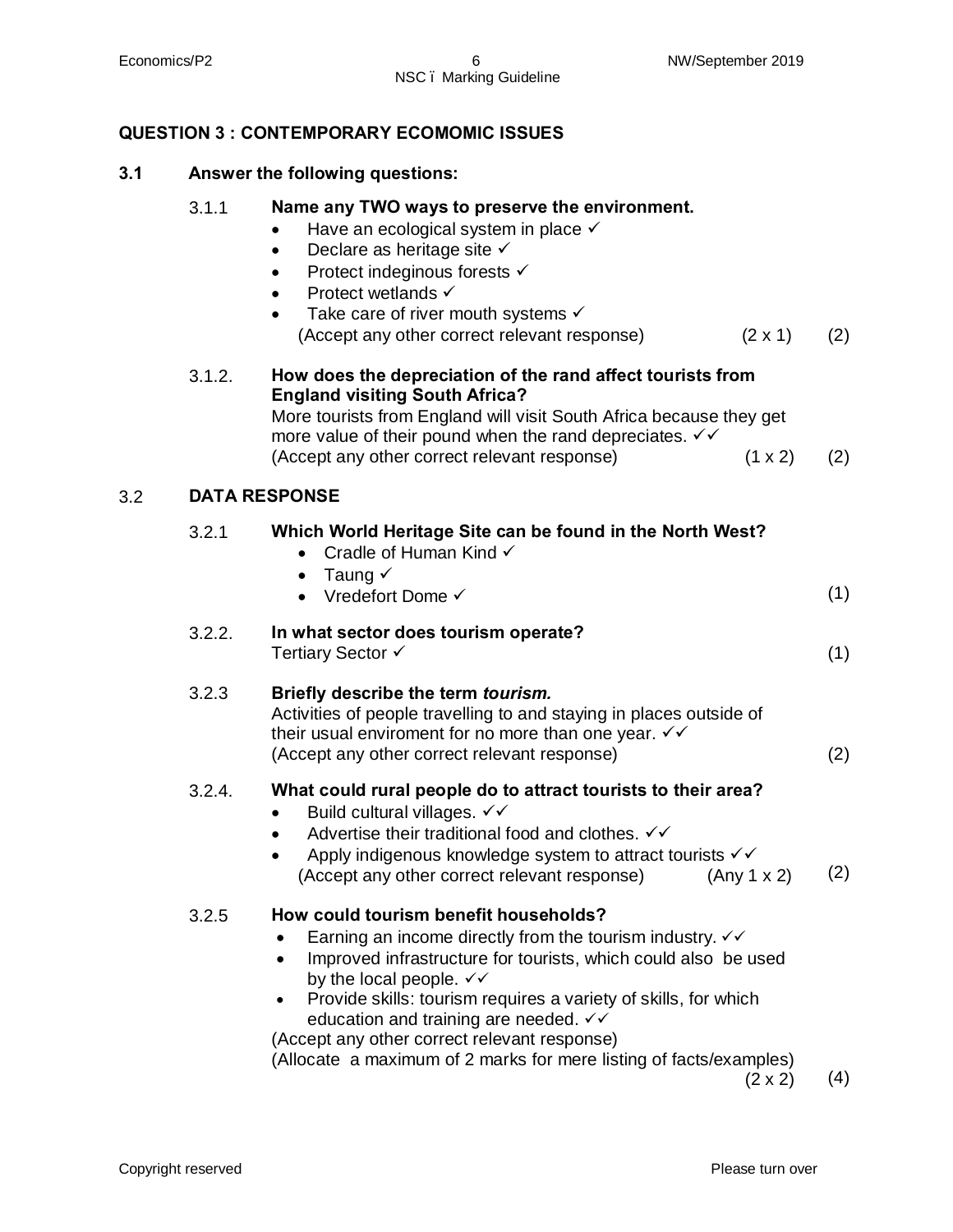## QUESTION 3 : CONTEMPORARY ECOMOMIC ISSUES

### 3.1 Answer the following questions:

3.1.1 **Name any TWO ways to preserve the environment.**

- Have an ecological system in place ✓
- Declare as heritage site ✓
- Protect indeginous forests ✓
- Protect wetlands ✓
- Take care of river mouth systems ✓

(Accept any other correct relevant response) (2 x 1) (2)

3.1.2. **How does the depreciation of the rand affect tourists from England visiting South Africa?**

More tourists from England will visit South Africa because they get more value of their pound when the rand depreciates. ✓✓

(Accept any other correct relevant response) (1 x 2) (2)

### 3.2 DATA RESPONSE

3.2.1 **Which World Heritage Site can be found in the North West?**

- Cradle of Human Kind ✓
- Taung ✓
- Vredefort Dome ✓

(1)

3.2.2. **In what sector does tourism operate?**

Tertiary Sector ✓ (1)

3.2.3 **Briefly describe the term *tourism.***

Activities of people travelling to and staying in places outside of their usual enviroment for no more than one year. ✓✓

(Accept any other correct relevant response) (2)

3.2.4. **What could rural people do to attract tourists to their area?**

- Build cultural villages. ✓✓
- Advertise their traditional food and clothes. ✓✓
- Apply indigenous knowledge system to attract tourists ✓✓

(Accept any other correct relevant response) (Any 1 x 2) (2)

3.2.5 **How could tourism benefit households?**

- Earning an income directly from the tourism industry. ✓✓
- Improved infrastructure for tourists, which could also be used by the local people. ✓✓
- Provide skills: tourism requires a variety of skills, for which education and training are needed. ✓✓

(Accept any other correct relevant response)

(Allocate a maximum of 2 marks for mere listing of facts/examples)

(2 x 2) (4)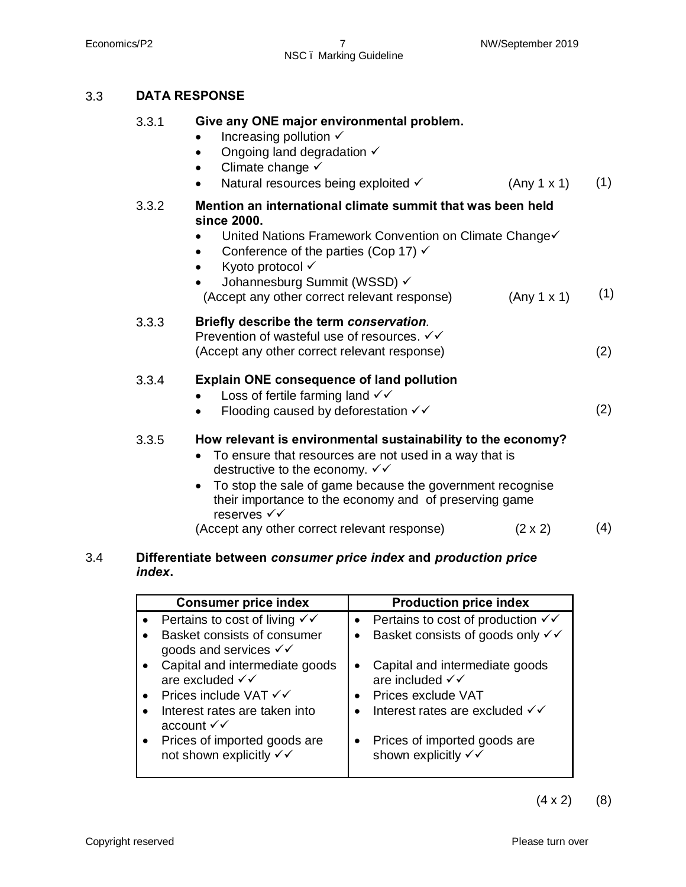### 3.3 DATA RESPONSE

**3.3.1 Give any ONE major environmental problem.**

- Increasing pollution ✓
- Ongoing land degradation ✓
- Climate change ✓
- Natural resources being exploited ✓ (Any 1 x 1) (1)

**3.3.2 Mention an international climate summit that was been held since 2000.**

- United Nations Framework Convention on Climate Change✓
- Conference of the parties (Cop 17) ✓
- Kyoto protocol ✓
- Johannesburg Summit (WSSD) ✓

(Accept any other correct relevant response) (Any 1 x 1) (1)

**3.3.3 Briefly describe the term *conservation*.**

Prevention of wasteful use of resources. ✓✓

(Accept any other correct relevant response) (2)

**3.3.4 Explain ONE consequence of land pollution**

- Loss of fertile farming land ✓✓
- Flooding caused by deforestation ✓✓ (2)

**3.3.5 How relevant is environmental sustainability to the economy?**

- To ensure that resources are not used in a way that is destructive to the economy. ✓✓
- To stop the sale of game because the government recognise their importance to the economy and of preserving game reserves ✓✓

(Accept any other correct relevant response) (2 x 2) (4)

### 3.4 Differentiate between *consumer price index* and *production price index*.

| Consumer price index | Production price index |
|---|---|
| Pertains to cost of living ✓✓ | Pertains to cost of production ✓✓ |
| Basket consists of consumer goods and services ✓✓ | Basket consists of goods only ✓✓ |
| Capital and intermediate goods are excluded ✓✓ | Capital and intermediate goods are included ✓✓ |
| Prices include VAT ✓✓ | Prices exclude VAT |
| Interest rates are taken into account ✓✓ | Interest rates are excluded ✓✓ |
| Prices of imported goods are not shown explicitly ✓✓ | Prices of imported goods are shown explicitly ✓✓ |

(4 x 2) (8)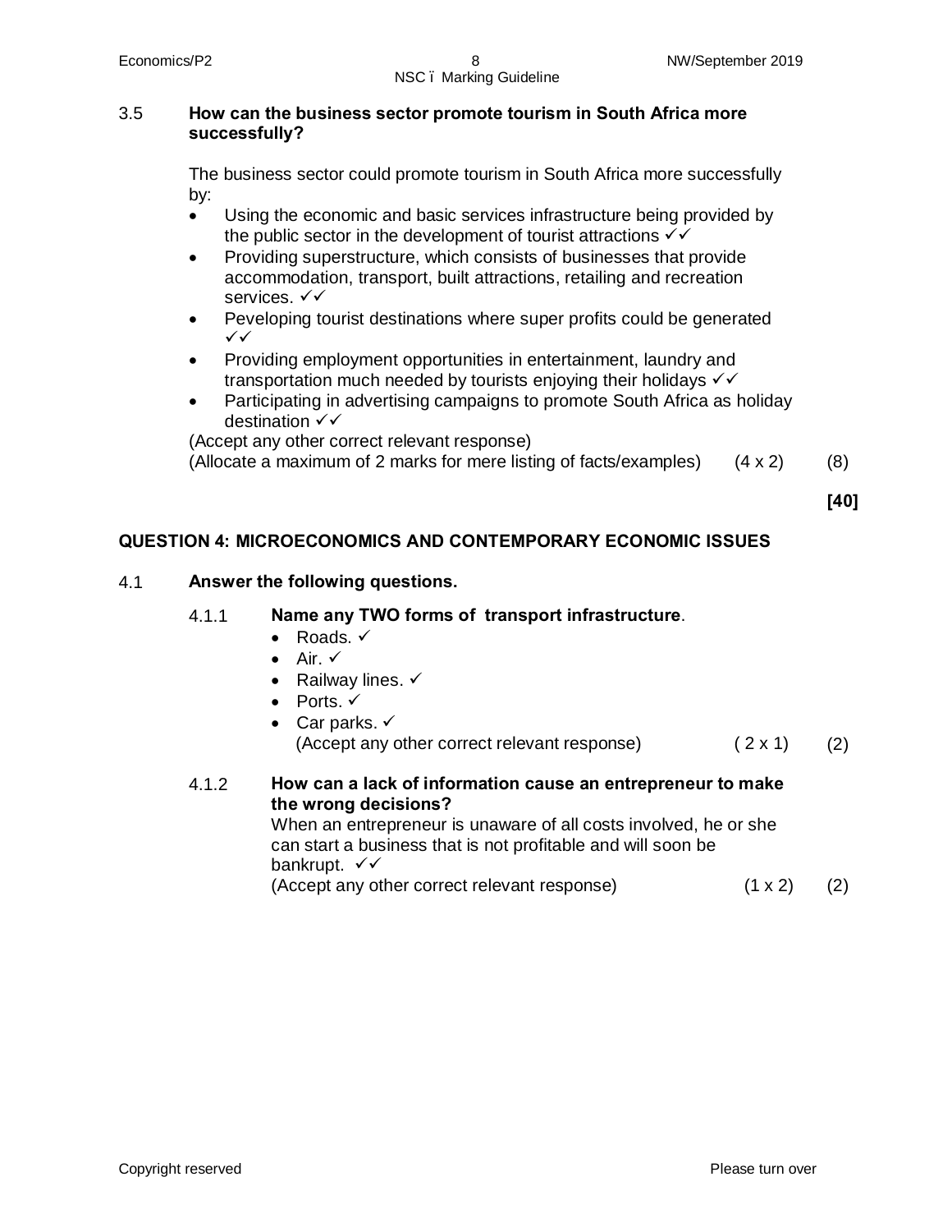3.5 **How can the business sector promote tourism in South Africa more successfully?**

The business sector could promote tourism in South Africa more successfully by:

- Using the economic and basic services infrastructure being provided by the public sector in the development of tourist attractions ✓✓
- Providing superstructure, which consists of businesses that provide accommodation, transport, built attractions, retailing and recreation services. ✓✓
- Peveloping tourist destinations where super profits could be generated ✓✓
- Providing employment opportunities in entertainment, laundry and transportation much needed by tourists enjoying their holidays ✓✓
- Participating in advertising campaigns to promote South Africa as holiday destination ✓✓

(Accept any other correct relevant response)
(Allocate a maximum of 2 marks for mere listing of facts/examples) (4 x 2) (8)

**[40]**

## QUESTION 4: MICROECONOMICS AND CONTEMPORARY ECONOMIC ISSUES

4.1 **Answer the following questions.**

4.1.1 **Name any TWO forms of transport infrastructure**.

- Roads. ✓
- Air. ✓
- Railway lines. ✓
- Ports. ✓
- Car parks. ✓

(Accept any other correct relevant response) ( 2 x 1) (2)

4.1.2 **How can a lack of information cause an entrepreneur to make the wrong decisions?**

When an entrepreneur is unaware of all costs involved, he or she can start a business that is not profitable and will soon be bankrupt. ✓✓
(Accept any other correct relevant response) (1 x 2) (2)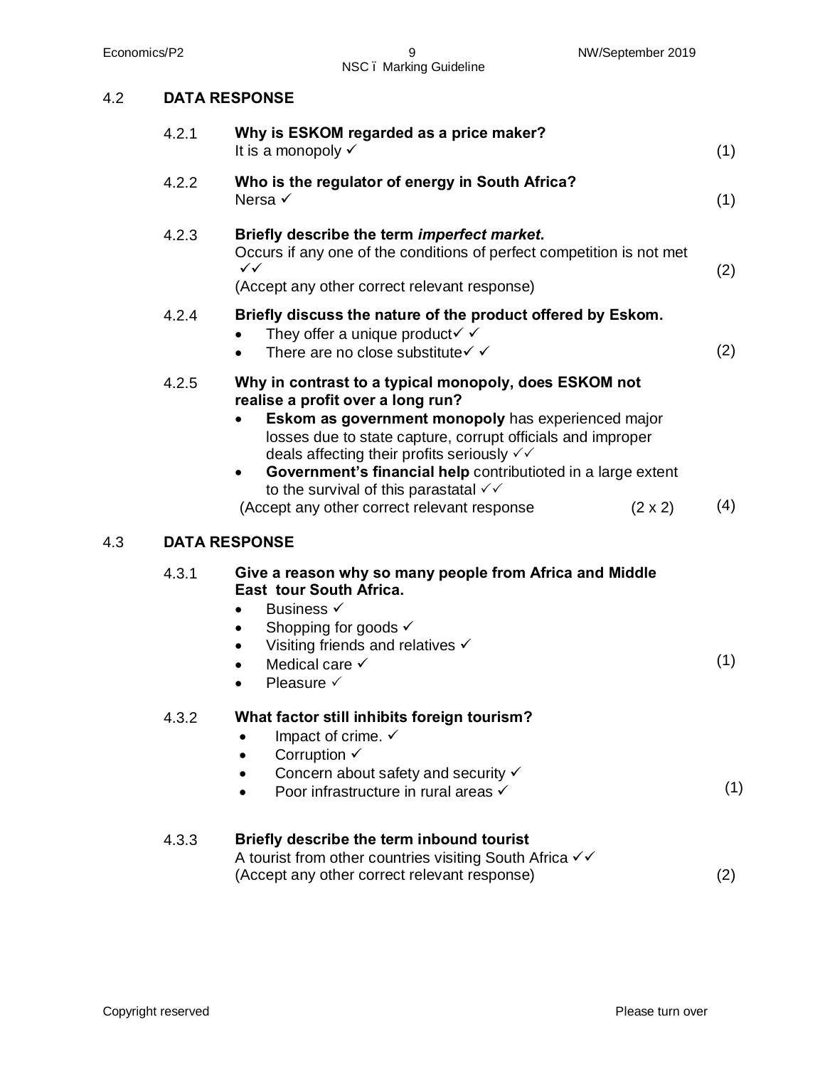## 4.2 DATA RESPONSE

**4.2.1 Why is ESKOM regarded as a price maker?**

It is a monopoly ✓ (1)

**4.2.2 Who is the regulator of energy in South Africa?**

Nersa ✓ (1)

**4.2.3 Briefly describe the term *imperfect market*.**

Occurs if any one of the conditions of perfect competition is not met ✓✓

(Accept any other correct relevant response) (2)

**4.2.4 Briefly discuss the nature of the product offered by Eskom.**

- They offer a unique product✓ ✓
- There are no close substitute✓ ✓

(2)

**4.2.5 Why in contrast to a typical monopoly, does ESKOM not realise a profit over a long run?**

- **Eskom as government monopoly** has experienced major losses due to state capture, corrupt officials and improper deals affecting their profits seriously ✓✓
- **Government's financial help** contributioted in a large extent to the survival of this parastatal ✓✓

(Accept any other correct relevant response (2 x 2) (4)

## 4.3 DATA RESPONSE

**4.3.1 Give a reason why so many people from Africa and Middle East tour South Africa.**

- Business ✓
- Shopping for goods ✓
- Visiting friends and relatives ✓
- Medical care ✓
- Pleasure ✓

(1)

**4.3.2 What factor still inhibits foreign tourism?**

- Impact of crime. ✓
- Corruption ✓
- Concern about safety and security ✓
- Poor infrastructure in rural areas ✓

(1)

**4.3.3 Briefly describe the term inbound tourist**

A tourist from other countries visiting South Africa ✓✓

(Accept any other correct relevant response) (2)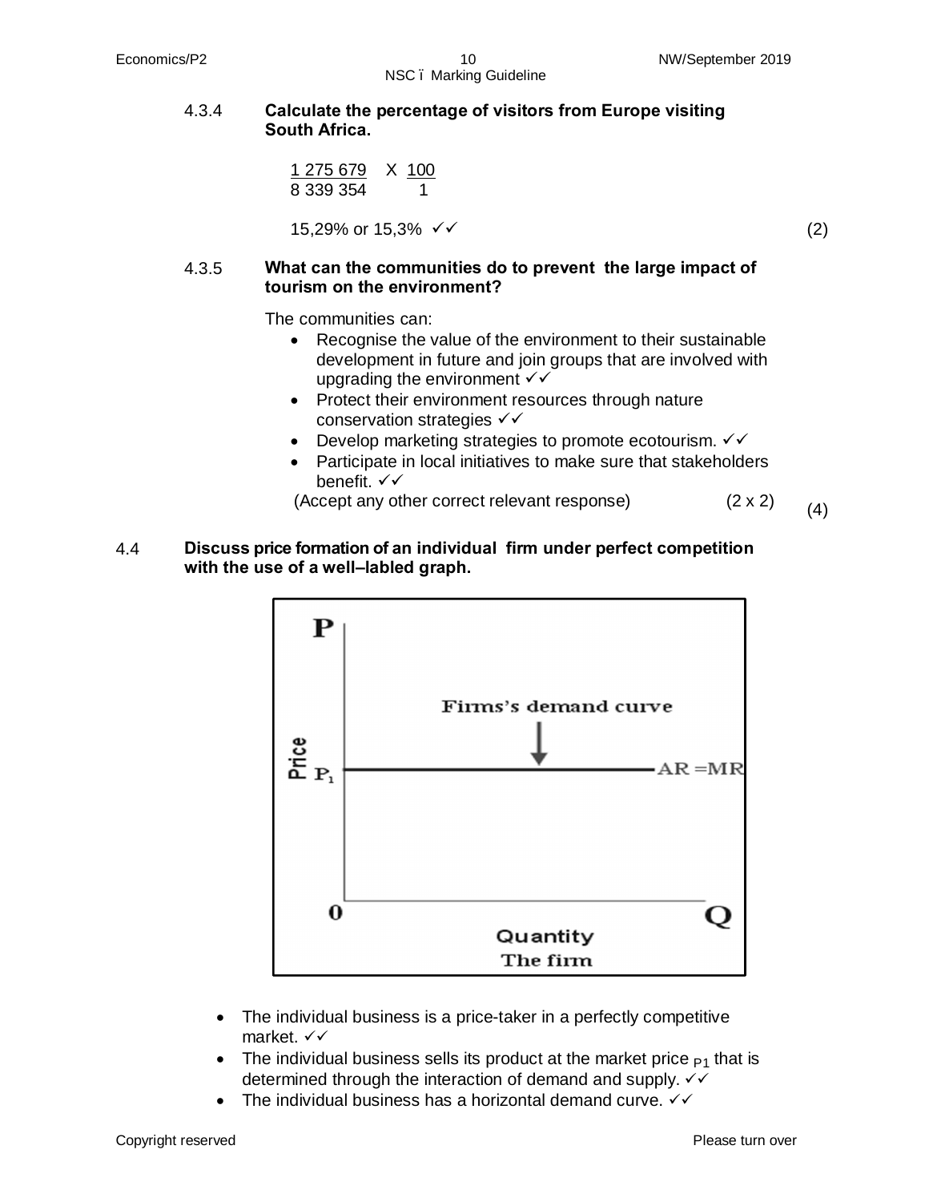4.3.4 **Calculate the percentage of visitors from Europe visiting South Africa.**

$$\frac{1\,275\,679}{8\,339\,354} \times \frac{100}{1}$$

15,29% or 15,3% ✓✓ (2)

4.3.5 **What can the communities do to prevent the large impact of tourism on the environment?**

The communities can:

- Recognise the value of the environment to their sustainable development in future and join groups that are involved with upgrading the environment ✓✓
- Protect their environment resources through nature conservation strategies ✓✓
- Develop marketing strategies to promote ecotourism. ✓✓
- Participate in local initiatives to make sure that stakeholders benefit. ✓✓

(Accept any other correct relevant response) (2 x 2) (4)

4.4 **Discuss price formation of an individual firm under perfect competition with the use of a well–labled graph.**

- The individual business is a price-taker in a perfectly competitive market. ✓✓
- The individual business sells its product at the market price $_{P1}$ that is determined through the interaction of demand and supply. ✓✓
- The individual business has a horizontal demand curve. ✓✓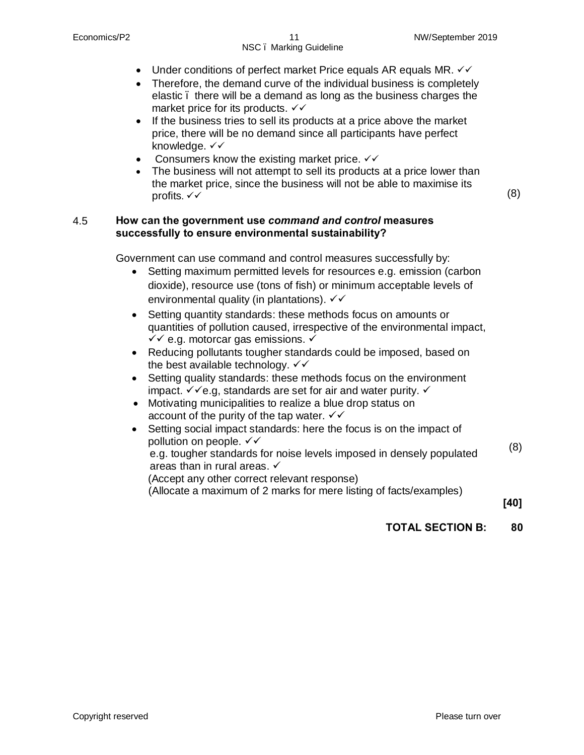- Under conditions of perfect market Price equals AR equals MR. ✓✓
- Therefore, the demand curve of the individual business is completely elastic – there will be a demand as long as the business charges the market price for its products. ✓✓
- If the business tries to sell its products at a price above the market price, there will be no demand since all participants have perfect knowledge. ✓✓
- Consumers know the existing market price. ✓✓
- The business will not attempt to sell its products at a price lower than the market price, since the business will not be able to maximise its profits. ✓✓ (8)

4.5 **How can the government use *command and control* measures successfully to ensure environmental sustainability?**

Government can use command and control measures successfully by:

- Setting maximum permitted levels for resources e.g. emission (carbon dioxide), resource use (tons of fish) or minimum acceptable levels of environmental quality (in plantations). ✓✓
- Setting quantity standards: these methods focus on amounts or quantities of pollution caused, irrespective of the environmental impact, ✓✓ e.g. motorcar gas emissions. ✓
- Reducing pollutants tougher standards could be imposed, based on the best available technology. ✓✓
- Setting quality standards: these methods focus on the environment impact. ✓✓e.g, standards are set for air and water purity. ✓
- Motivating municipalities to realize a blue drop status on account of the purity of the tap water. ✓✓
- Setting social impact standards: here the focus is on the impact of pollution on people. ✓✓
  e.g. tougher standards for noise levels imposed in densely populated areas than in rural areas. ✓

(Accept any other correct relevant response)
(Allocate a maximum of 2 marks for mere listing of facts/examples) (8)

**[40]**

**TOTAL SECTION B: 80**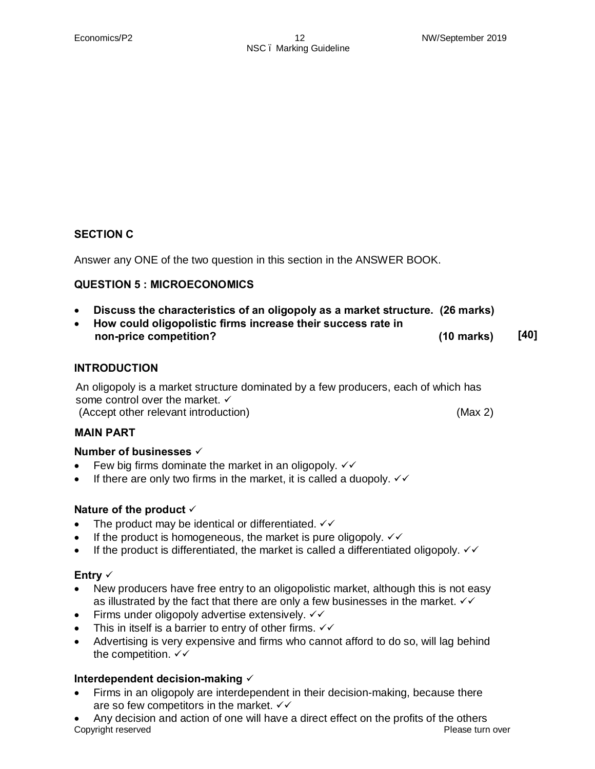## SECTION C

Answer any ONE of the two question in this section in the ANSWER BOOK.

### QUESTION 5 : MICROECONOMICS

- **Discuss the characteristics of an oligopoly as a market structure. (26 marks)**
- **How could oligopolistic firms increase their success rate in non-price competition? (10 marks) [40]**

### INTRODUCTION

An oligopoly is a market structure dominated by a few producers, each of which has some control over the market. ✓
(Accept other relevant introduction) (Max 2)

### MAIN PART

**Number of businesses** ✓

- Few big firms dominate the market in an oligopoly. ✓✓
- If there are only two firms in the market, it is called a duopoly. ✓✓

**Nature of the product** ✓

- The product may be identical or differentiated. ✓✓
- If the product is homogeneous, the market is pure oligopoly. ✓✓
- If the product is differentiated, the market is called a differentiated oligopoly. ✓✓

**Entry** ✓

- New producers have free entry to an oligopolistic market, although this is not easy as illustrated by the fact that there are only a few businesses in the market. ✓✓
- Firms under oligopoly advertise extensively. ✓✓
- This in itself is a barrier to entry of other firms. ✓✓
- Advertising is very expensive and firms who cannot afford to do so, will lag behind the competition. ✓✓

**Interdependent decision-making** ✓

- Firms in an oligopoly are interdependent in their decision-making, because there are so few competitors in the market. ✓✓
- Any decision and action of one will have a direct effect on the profits of the others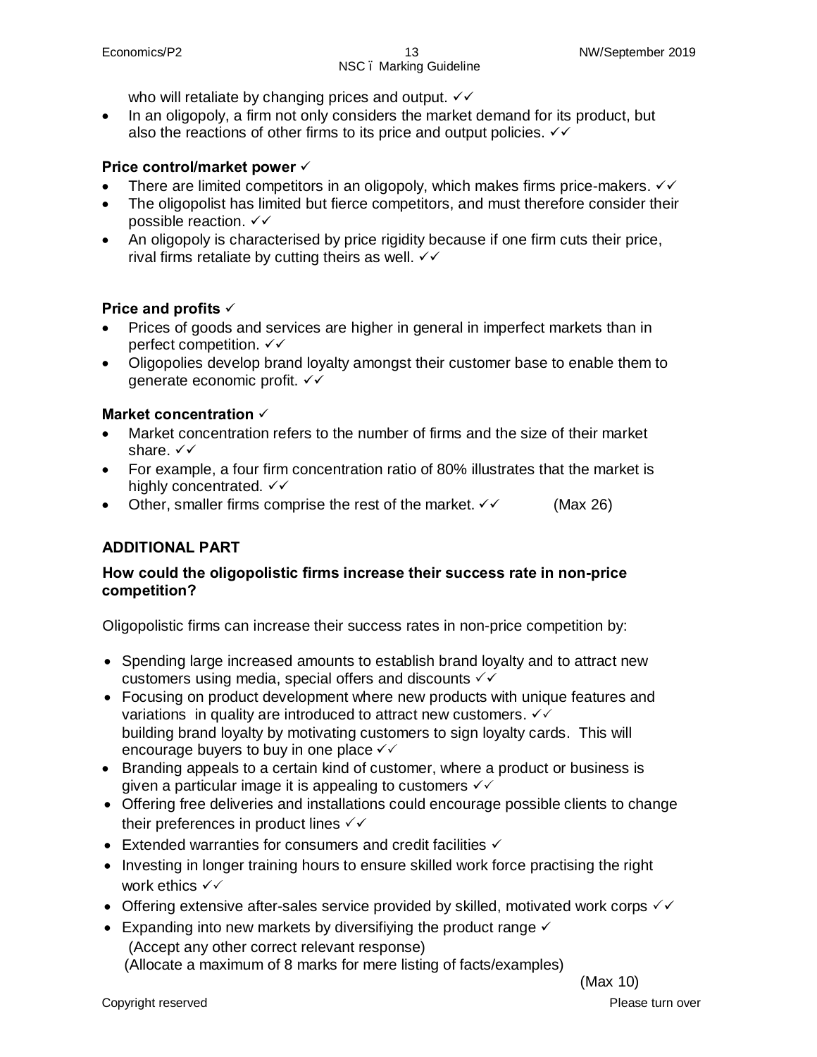who will retaliate by changing prices and output. ✓✓

- In an oligopoly, a firm not only considers the market demand for its product, but also the reactions of other firms to its price and output policies. ✓✓

**Price control/market power** ✓

- There are limited competitors in an oligopoly, which makes firms price-makers. ✓✓
- The oligopolist has limited but fierce competitors, and must therefore consider their possible reaction. ✓✓
- An oligopoly is characterised by price rigidity because if one firm cuts their price, rival firms retaliate by cutting theirs as well. ✓✓

**Price and profits** ✓

- Prices of goods and services are higher in general in imperfect markets than in perfect competition. ✓✓
- Oligopolies develop brand loyalty amongst their customer base to enable them to generate economic profit. ✓✓

**Market concentration** ✓

- Market concentration refers to the number of firms and the size of their market share. ✓✓
- For example, a four firm concentration ratio of 80% illustrates that the market is highly concentrated. ✓✓
- Other, smaller firms comprise the rest of the market. ✓✓ (Max 26)

## ADDITIONAL PART

**How could the oligopolistic firms increase their success rate in non-price competition?**

Oligopolistic firms can increase their success rates in non-price competition by:

- Spending large increased amounts to establish brand loyalty and to attract new customers using media, special offers and discounts ✓✓
- Focusing on product development where new products with unique features and variations in quality are introduced to attract new customers. ✓✓
  building brand loyalty by motivating customers to sign loyalty cards. This will encourage buyers to buy in one place ✓✓
- Branding appeals to a certain kind of customer, where a product or business is given a particular image it is appealing to customers ✓✓
- Offering free deliveries and installations could encourage possible clients to change their preferences in product lines ✓✓
- Extended warranties for consumers and credit facilities ✓
- Investing in longer training hours to ensure skilled work force practising the right work ethics ✓✓
- Offering extensive after-sales service provided by skilled, motivated work corps ✓✓
- Expanding into new markets by diversifiying the product range ✓
  (Accept any other correct relevant response)
  (Allocate a maximum of 8 marks for mere listing of facts/examples)

(Max 10)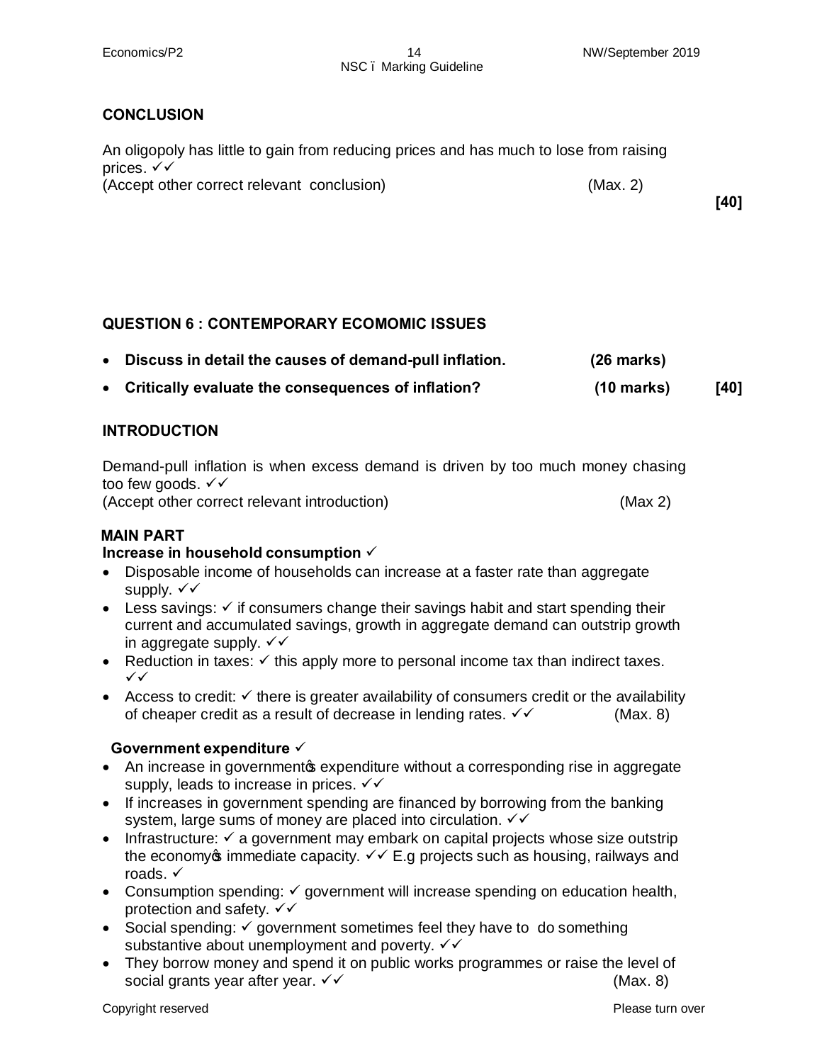**CONCLUSION**

An oligopoly has little to gain from reducing prices and has much to lose from raising prices. ✓✓
(Accept other correct relevant conclusion) (Max. 2)

**[40]**

**QUESTION 6 : CONTEMPORARY ECOMOMIC ISSUES**

- **Discuss in detail the causes of demand-pull inflation. (26 marks)**
- **Critically evaluate the consequences of inflation? (10 marks) [40]**

**INTRODUCTION**

Demand-pull inflation is when excess demand is driven by too much money chasing too few goods. ✓✓
(Accept other correct relevant introduction) (Max 2)

**MAIN PART**

**Increase in household consumption** ✓

- Disposable income of households can increase at a faster rate than aggregate supply. ✓✓
- Less savings: ✓ if consumers change their savings habit and start spending their current and accumulated savings, growth in aggregate demand can outstrip growth in aggregate supply. ✓✓
- Reduction in taxes: ✓ this apply more to personal income tax than indirect taxes. ✓✓
- Access to credit: ✓ there is greater availability of consumers credit or the availability of cheaper credit as a result of decrease in lending rates. ✓✓ (Max. 8)

**Government expenditure** ✓

- An increase in government's expenditure without a corresponding rise in aggregate supply, leads to increase in prices. ✓✓
- If increases in government spending are financed by borrowing from the banking system, large sums of money are placed into circulation. ✓✓
- Infrastructure: ✓ a government may embark on capital projects whose size outstrip the economy's immediate capacity. ✓✓ E.g projects such as housing, railways and roads. ✓
- Consumption spending: ✓ government will increase spending on education health, protection and safety. ✓✓
- Social spending: ✓ government sometimes feel they have to do something substantive about unemployment and poverty. ✓✓
- They borrow money and spend it on public works programmes or raise the level of social grants year after year. ✓✓ (Max. 8)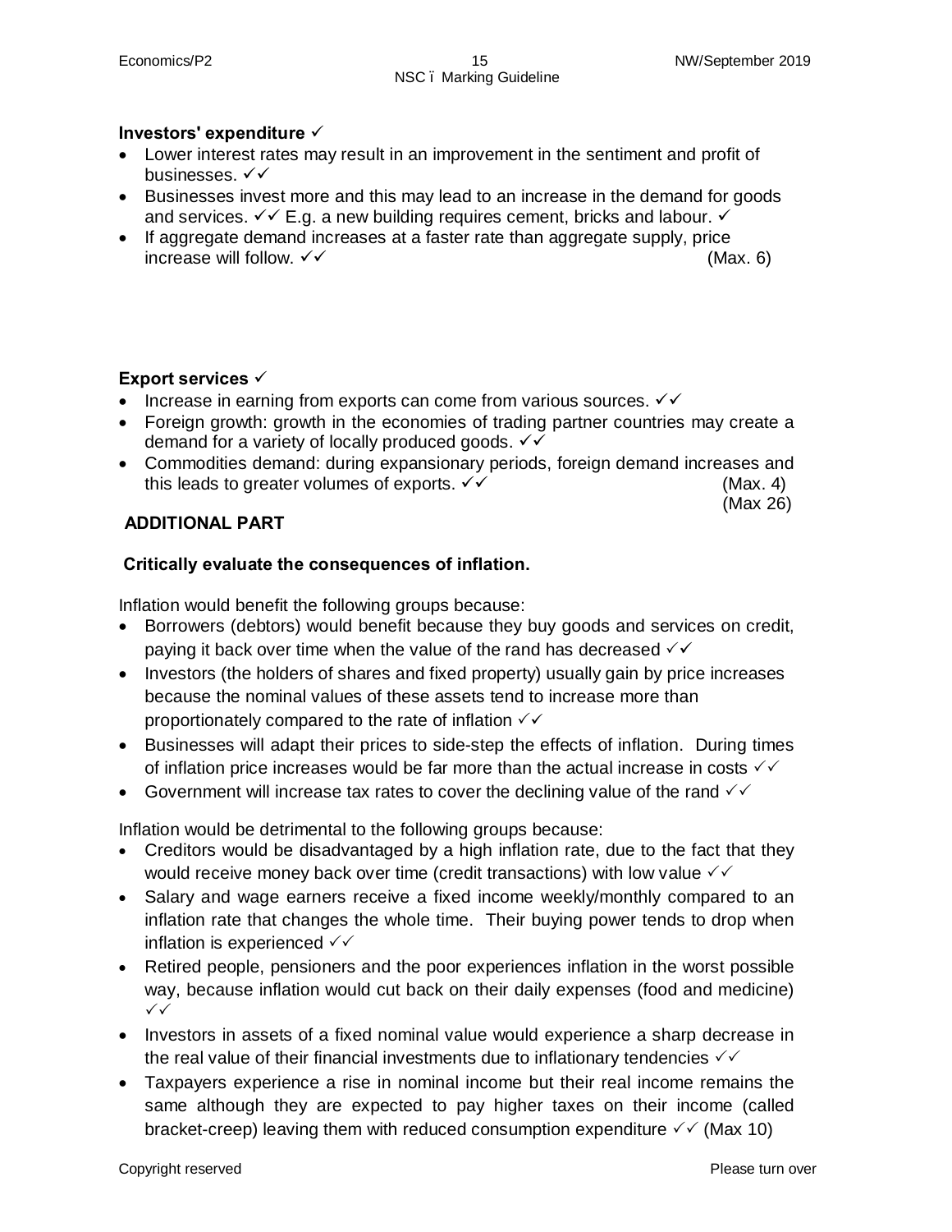**Investors' expenditure** ✓

- Lower interest rates may result in an improvement in the sentiment and profit of businesses. ✓✓
- Businesses invest more and this may lead to an increase in the demand for goods and services. ✓✓ E.g. a new building requires cement, bricks and labour. ✓
- If aggregate demand increases at a faster rate than aggregate supply, price increase will follow. ✓✓ (Max. 6)

**Export services** ✓

- Increase in earning from exports can come from various sources. ✓✓
- Foreign growth: growth in the economies of trading partner countries may create a demand for a variety of locally produced goods. ✓✓
- Commodities demand: during expansionary periods, foreign demand increases and this leads to greater volumes of exports. ✓✓ (Max. 4)

(Max 26)

**ADDITIONAL PART**

**Critically evaluate the consequences of inflation.**

Inflation would benefit the following groups because:

- Borrowers (debtors) would benefit because they buy goods and services on credit, paying it back over time when the value of the rand has decreased ✓✓
- Investors (the holders of shares and fixed property) usually gain by price increases because the nominal values of these assets tend to increase more than proportionately compared to the rate of inflation ✓✓
- Businesses will adapt their prices to side-step the effects of inflation. During times of inflation price increases would be far more than the actual increase in costs ✓✓
- Government will increase tax rates to cover the declining value of the rand ✓✓

Inflation would be detrimental to the following groups because:

- Creditors would be disadvantaged by a high inflation rate, due to the fact that they would receive money back over time (credit transactions) with low value ✓✓
- Salary and wage earners receive a fixed income weekly/monthly compared to an inflation rate that changes the whole time. Their buying power tends to drop when inflation is experienced ✓✓
- Retired people, pensioners and the poor experiences inflation in the worst possible way, because inflation would cut back on their daily expenses (food and medicine) ✓✓
- Investors in assets of a fixed nominal value would experience a sharp decrease in the real value of their financial investments due to inflationary tendencies ✓✓
- Taxpayers experience a rise in nominal income but their real income remains the same although they are expected to pay higher taxes on their income (called bracket-creep) leaving them with reduced consumption expenditure ✓✓ (Max 10)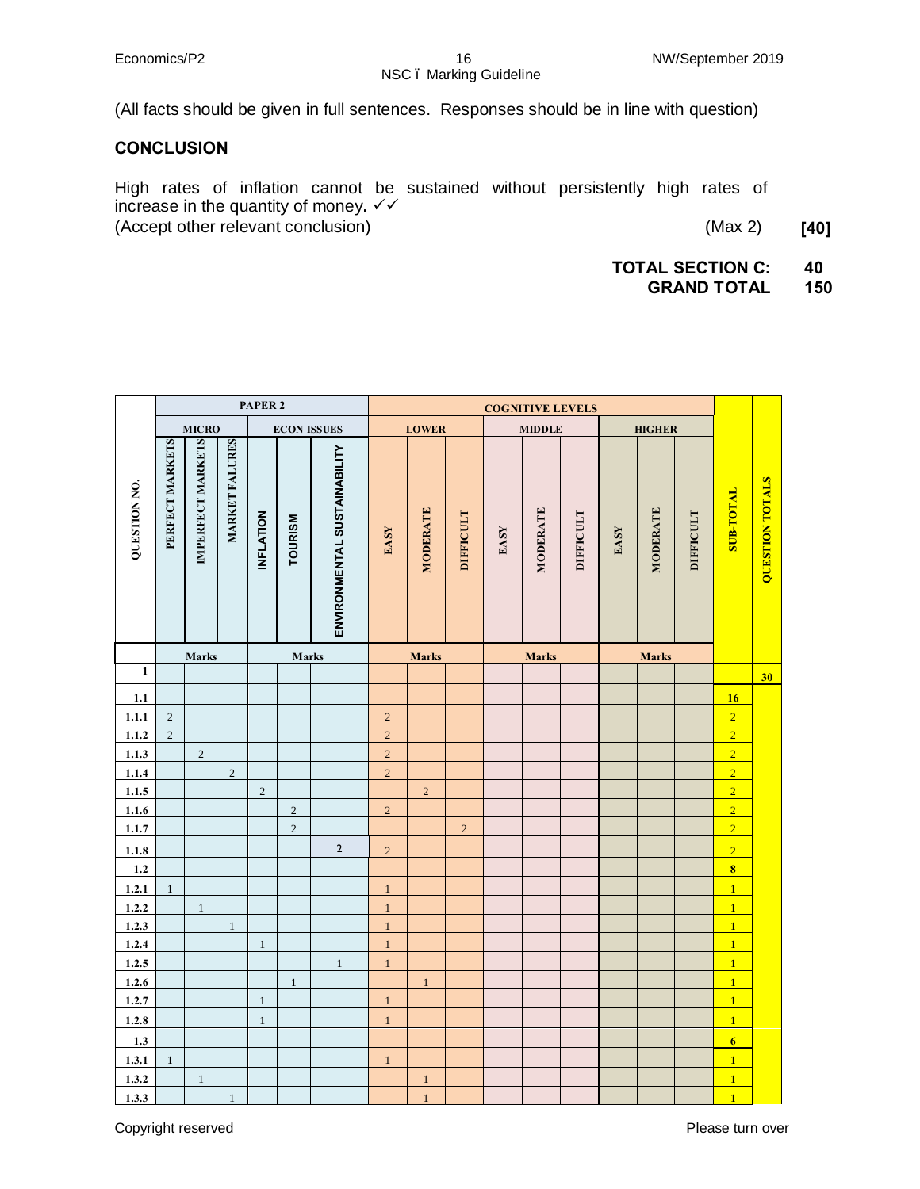(All facts should be given in full sentences. Responses should be in line with question)

### CONCLUSION

High rates of inflation cannot be sustained without persistently high rates of increase in the quantity of money. ✓✓
(Accept other relevant conclusion) (Max 2) **[40]**

**TOTAL SECTION C: 40**
**GRAND TOTAL 150**

| QUESTION NO. | PAPER 2 | | | | | | COGNITIVE LEVELS | | | | | | | | | SUB-TOTAL | QUESTION TOTALS |
|---|---|---|---|---|---|---|---|---|---|---|---|---|---|---|---|---|---|
| | MICRO | | | ECON ISSUES | | | LOWER | | | MIDDLE | | | HIGHER | | | | |
| | PERFECT MARKETS | IMPERFECT MARKETS | MARKET FALURES | INFLATION | TOURISM | ENVIRONMENTAL SUSTAINABILITY | EASY | MODERATE | DIFFICULT | EASY | MODERATE | DIFFICULT | EASY | MODERATE | DIFFICULT | | |
| | Marks | | | Marks | | | Marks | | | Marks | | | Marks | | | | |
| **1** | | | | | | | | | | | | | | | | | **30** |
| **1.1** | | | | | | | | | | | | | | | | **16** | |
| **1.1.1** | 2 | | | | | | 2 | | | | | | | | | 2 | |
| **1.1.2** | 2 | | | | | | 2 | | | | | | | | | 2 | |
| **1.1.3** | | 2 | | | | | 2 | | | | | | | | | 2 | |
| **1.1.4** | | | 2 | | | | 2 | | | | | | | | | 2 | |
| **1.1.5** | | | | 2 | | | | 2 | | | | | | | | 2 | |
| **1.1.6** | | | | | 2 | | 2 | | | | | | | | | 2 | |
| **1.1.7** | | | | | 2 | | | | 2 | | | | | | | 2 | |
| **1.1.8** | | | | | | 2 | 2 | | | | | | | | | 2 | |
| **1.2** | | | | | | | | | | | | | | | | **8** | |
| **1.2.1** | 1 | | | | | | 1 | | | | | | | | | 1 | |
| **1.2.2** | | 1 | | | | | 1 | | | | | | | | | 1 | |
| **1.2.3** | | | 1 | | | | 1 | | | | | | | | | 1 | |
| **1.2.4** | | | | 1 | | | 1 | | | | | | | | | 1 | |
| **1.2.5** | | | | | | 1 | 1 | | | | | | | | | 1 | |
| **1.2.6** | | | | | 1 | | | 1 | | | | | | | | 1 | |
| **1.2.7** | | | | 1 | | | 1 | | | | | | | | | 1 | |
| **1.2.8** | | | | 1 | | | 1 | | | | | | | | | 1 | |
| **1.3** | | | | | | | | | | | | | | | | **6** | |
| **1.3.1** | 1 | | | | | | 1 | | | | | | | | | 1 | |
| **1.3.2** | | 1 | | | | | | 1 | | | | | | | | 1 | |
| **1.3.3** | | | 1 | | | | | 1 | | | | | | | | 1 | |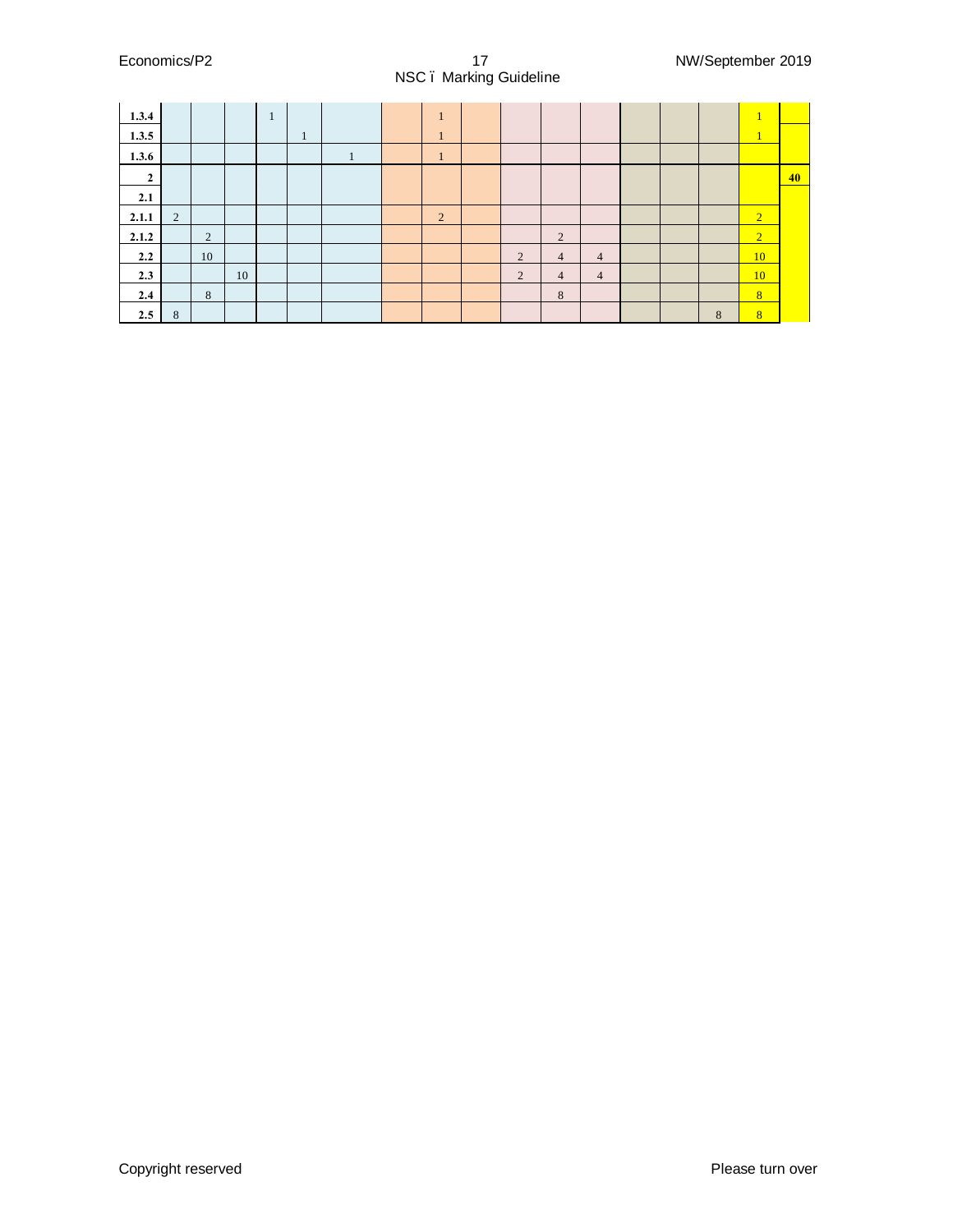| | | | | | | | | | | | | | | | | | |
|---|---|---|---|---|---|---|---|---|---|---|---|---|---|---|---|---|---|
| **1.3.4** | | | | 1 | | | | 1 | | | | | | | | 1 | |
| **1.3.5** | | | | | 1 | | | 1 | | | | | | | | 1 | |
| **1.3.6** | | | | | | 1 | | 1 | | | | | | | | | |
| **2** | | | | | | | | | | | | | | | | | **40** |
| **2.1** | | | | | | | | | | | | | | | | | |
| **2.1.1** | 2 | | | | | | | 2 | | | | | | | | 2 | |
| **2.1.2** | | 2 | | | | | | | | | 2 | | | | | 2 | |
| **2.2** | | 10 | | | | | | | | 2 | 4 | 4 | | | | 10 | |
| **2.3** | | | 10 | | | | | | | 2 | 4 | 4 | | | | 10 | |
| **2.4** | | 8 | | | | | | | | | 8 | | | | | 8 | |
| **2.5** | 8 | | | | | | | | | | | | | | 8 | 8 | |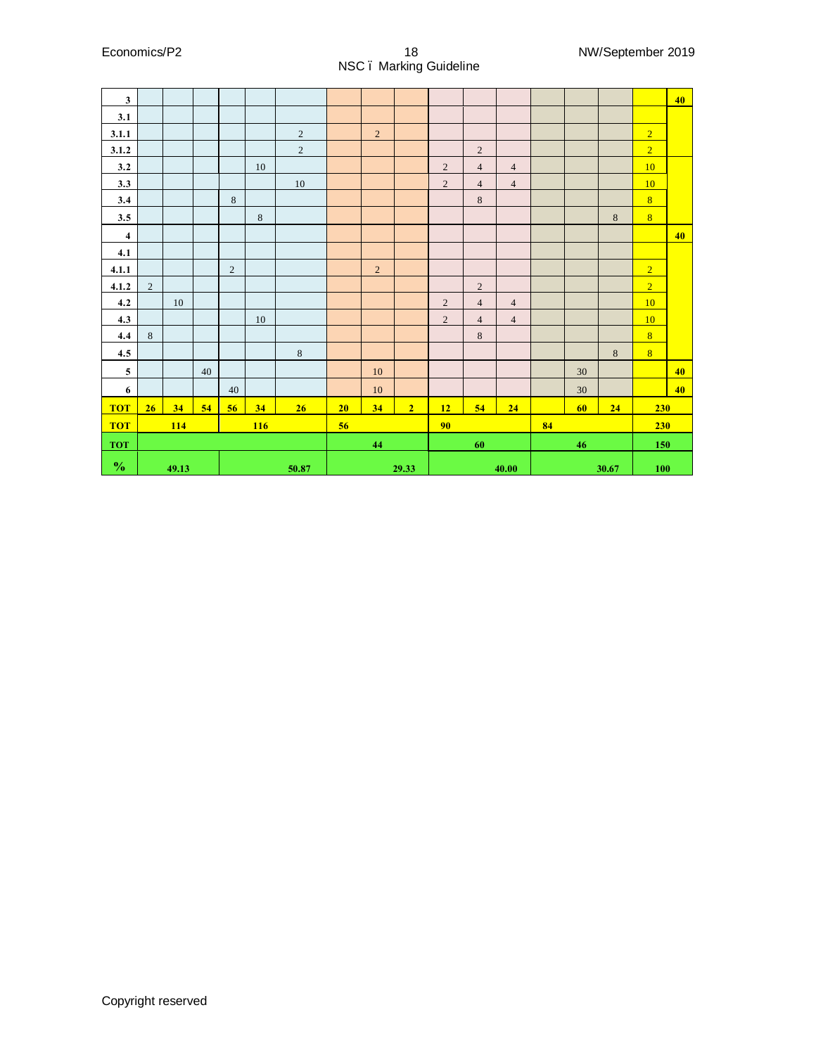| | | | | | | | | | | | | | | | | |
|---|---|---|---|---|---|---|---|---|---|---|---|---|---|---|---|---|
| **3** | | | | | | | | | | | | | | | | **40** |
| **3.1** | | | | | | | | | | | | | | | | |
| **3.1.1** | | | | | | 2 | | 2 | | | | | | | | 2 |
| **3.1.2** | | | | | | 2 | | | | | 2 | | | | | 2 |
| **3.2** | | | | | 10 | | | | | 2 | 4 | 4 | | | | 10 |
| **3.3** | | | | | | 10 | | | | 2 | 4 | 4 | | | | 10 |
| **3.4** | | | | 8 | | | | | | | 8 | | | | | 8 |
| **3.5** | | | | | 8 | | | | | | | | | | 8 | 8 |
| **4** | | | | | | | | | | | | | | | | **40** |
| **4.1** | | | | | | | | | | | | | | | | |
| **4.1.1** | | | | 2 | | | | 2 | | | | | | | | 2 |
| **4.1.2** | 2 | | | | | | | | | | 2 | | | | | 2 |
| **4.2** | | 10 | | | | | | | | 2 | 4 | 4 | | | | 10 |
| **4.3** | | | | | 10 | | | | | 2 | 4 | 4 | | | | 10 |
| **4.4** | 8 | | | | | | | | | | 8 | | | | | 8 |
| **4.5** | | | | | | 8 | | | | | | | | | 8 | 8 |
| **5** | | | 40 | | | | | 10 | | | | | | 30 | | **40** |
| **6** | | | | 40 | | | | 10 | | | | | | 30 | | **40** |
| **TOT** | **26** | **34** | **54** | **56** | **34** | **26** | **20** | **34** | **2** | **12** | **54** | **24** | | **60** | **24** | **230** |
| **TOT** | | **114** | | | **116** | | **56** | | | **90** | | | **84** | | | **230** |
| **TOT** | | | | | | | | **44** | | | **60** | | | **46** | | **150** |
| **%** | | **49.13** | | | | **50.87** | | | **29.33** | | | **40.00** | | | **30.67** | **100** |